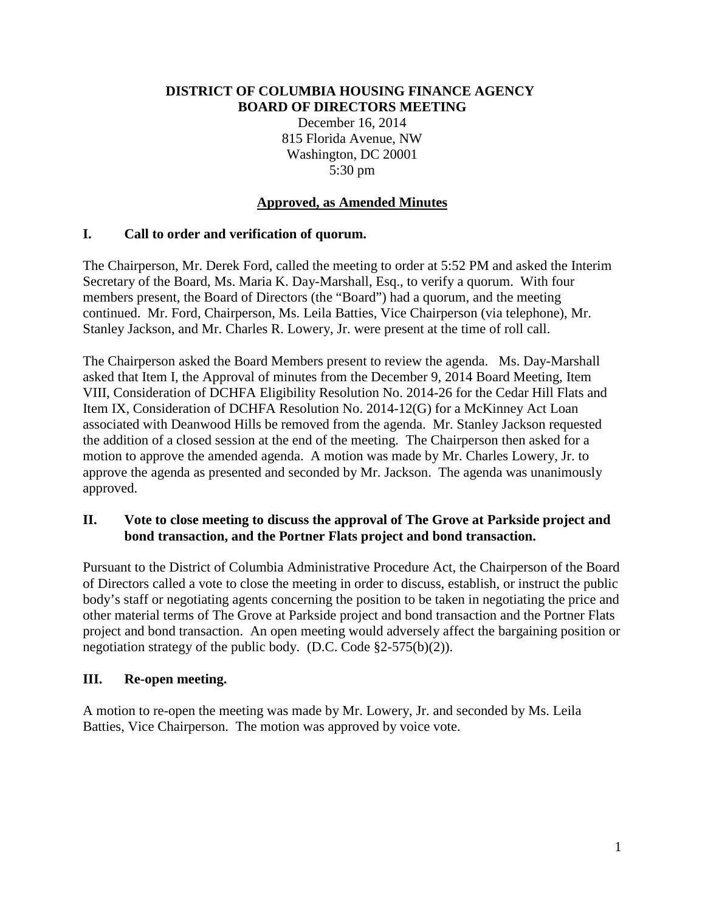# DISTRICT OF COLUMBIA HOUSING FINANCE AGENCY
## BOARD OF DIRECTORS MEETING

December 16, 2014
815 Florida Avenue, NW
Washington, DC 20001
5:30 pm

**Approved, as Amended Minutes**

### I. Call to order and verification of quorum.

The Chairperson, Mr. Derek Ford, called the meeting to order at 5:52 PM and asked the Interim Secretary of the Board, Ms. Maria K. Day-Marshall, Esq., to verify a quorum. With four members present, the Board of Directors (the "Board") had a quorum, and the meeting continued. Mr. Ford, Chairperson, Ms. Leila Batties, Vice Chairperson (via telephone), Mr. Stanley Jackson, and Mr. Charles R. Lowery, Jr. were present at the time of roll call.

The Chairperson asked the Board Members present to review the agenda. Ms. Day-Marshall asked that Item I, the Approval of minutes from the December 9, 2014 Board Meeting, Item VIII, Consideration of DCHFA Eligibility Resolution No. 2014-26 for the Cedar Hill Flats and Item IX, Consideration of DCHFA Resolution No. 2014-12(G) for a McKinney Act Loan associated with Deanwood Hills be removed from the agenda. Mr. Stanley Jackson requested the addition of a closed session at the end of the meeting. The Chairperson then asked for a motion to approve the amended agenda. A motion was made by Mr. Charles Lowery, Jr. to approve the agenda as presented and seconded by Mr. Jackson. The agenda was unanimously approved.

### II. Vote to close meeting to discuss the approval of The Grove at Parkside project and bond transaction, and the Portner Flats project and bond transaction.

Pursuant to the District of Columbia Administrative Procedure Act, the Chairperson of the Board of Directors called a vote to close the meeting in order to discuss, establish, or instruct the public body's staff or negotiating agents concerning the position to be taken in negotiating the price and other material terms of The Grove at Parkside project and bond transaction and the Portner Flats project and bond transaction. An open meeting would adversely affect the bargaining position or negotiation strategy of the public body. (D.C. Code §2-575(b)(2)).

### III. Re-open meeting.

A motion to re-open the meeting was made by Mr. Lowery, Jr. and seconded by Ms. Leila Batties, Vice Chairperson. The motion was approved by voice vote.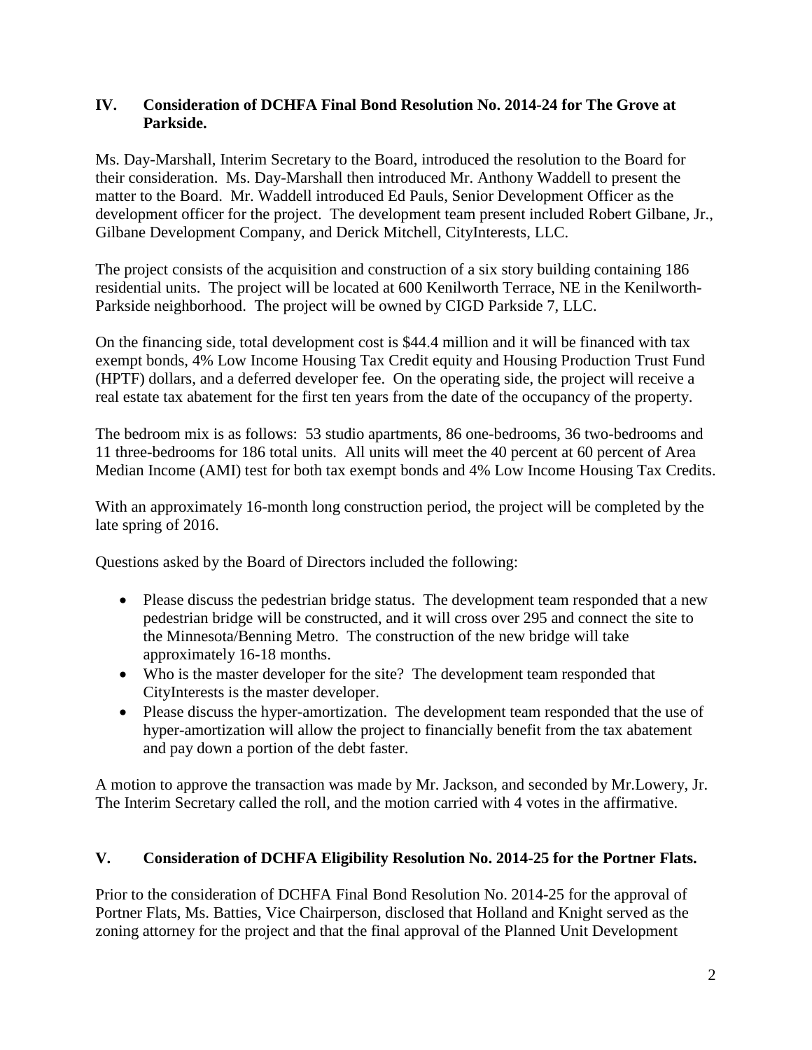## IV. Consideration of DCHFA Final Bond Resolution No. 2014-24 for The Grove at Parkside.

Ms. Day-Marshall, Interim Secretary to the Board, introduced the resolution to the Board for their consideration. Ms. Day-Marshall then introduced Mr. Anthony Waddell to present the matter to the Board. Mr. Waddell introduced Ed Pauls, Senior Development Officer as the development officer for the project. The development team present included Robert Gilbane, Jr., Gilbane Development Company, and Derick Mitchell, CityInterests, LLC.

The project consists of the acquisition and construction of a six story building containing 186 residential units. The project will be located at 600 Kenilworth Terrace, NE in the Kenilworth-Parkside neighborhood. The project will be owned by CIGD Parkside 7, LLC.

On the financing side, total development cost is $44.4 million and it will be financed with tax exempt bonds, 4% Low Income Housing Tax Credit equity and Housing Production Trust Fund (HPTF) dollars, and a deferred developer fee. On the operating side, the project will receive a real estate tax abatement for the first ten years from the date of the occupancy of the property.

The bedroom mix is as follows: 53 studio apartments, 86 one-bedrooms, 36 two-bedrooms and 11 three-bedrooms for 186 total units. All units will meet the 40 percent at 60 percent of Area Median Income (AMI) test for both tax exempt bonds and 4% Low Income Housing Tax Credits.

With an approximately 16-month long construction period, the project will be completed by the late spring of 2016.

Questions asked by the Board of Directors included the following:

- Please discuss the pedestrian bridge status. The development team responded that a new pedestrian bridge will be constructed, and it will cross over 295 and connect the site to the Minnesota/Benning Metro. The construction of the new bridge will take approximately 16-18 months.
- Who is the master developer for the site? The development team responded that CityInterests is the master developer.
- Please discuss the hyper-amortization. The development team responded that the use of hyper-amortization will allow the project to financially benefit from the tax abatement and pay down a portion of the debt faster.

A motion to approve the transaction was made by Mr. Jackson, and seconded by Mr.Lowery, Jr. The Interim Secretary called the roll, and the motion carried with 4 votes in the affirmative.

## V. Consideration of DCHFA Eligibility Resolution No. 2014-25 for the Portner Flats.

Prior to the consideration of DCHFA Final Bond Resolution No. 2014-25 for the approval of Portner Flats, Ms. Batties, Vice Chairperson, disclosed that Holland and Knight served as the zoning attorney for the project and that the final approval of the Planned Unit Development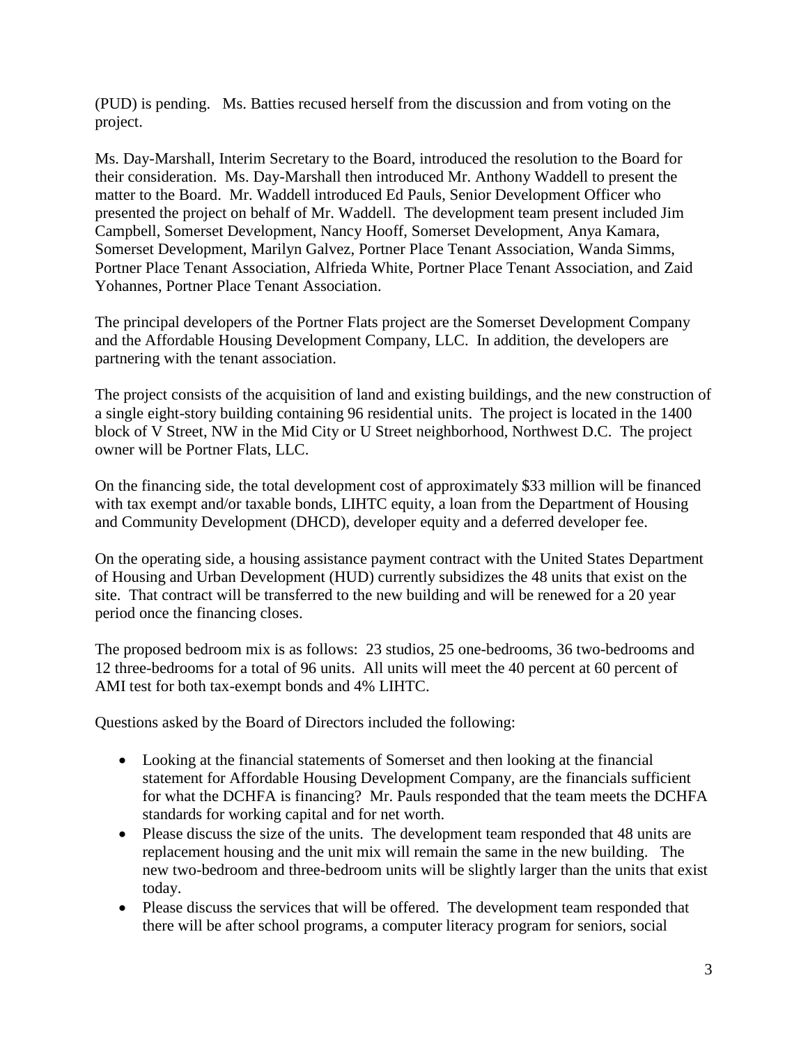(PUD) is pending. Ms. Batties recused herself from the discussion and from voting on the project.

Ms. Day-Marshall, Interim Secretary to the Board, introduced the resolution to the Board for their consideration. Ms. Day-Marshall then introduced Mr. Anthony Waddell to present the matter to the Board. Mr. Waddell introduced Ed Pauls, Senior Development Officer who presented the project on behalf of Mr. Waddell. The development team present included Jim Campbell, Somerset Development, Nancy Hooff, Somerset Development, Anya Kamara, Somerset Development, Marilyn Galvez, Portner Place Tenant Association, Wanda Simms, Portner Place Tenant Association, Alfrieda White, Portner Place Tenant Association, and Zaid Yohannes, Portner Place Tenant Association.

The principal developers of the Portner Flats project are the Somerset Development Company and the Affordable Housing Development Company, LLC. In addition, the developers are partnering with the tenant association.

The project consists of the acquisition of land and existing buildings, and the new construction of a single eight-story building containing 96 residential units. The project is located in the 1400 block of V Street, NW in the Mid City or U Street neighborhood, Northwest D.C. The project owner will be Portner Flats, LLC.

On the financing side, the total development cost of approximately $33 million will be financed with tax exempt and/or taxable bonds, LIHTC equity, a loan from the Department of Housing and Community Development (DHCD), developer equity and a deferred developer fee.

On the operating side, a housing assistance payment contract with the United States Department of Housing and Urban Development (HUD) currently subsidizes the 48 units that exist on the site. That contract will be transferred to the new building and will be renewed for a 20 year period once the financing closes.

The proposed bedroom mix is as follows: 23 studios, 25 one-bedrooms, 36 two-bedrooms and 12 three-bedrooms for a total of 96 units. All units will meet the 40 percent at 60 percent of AMI test for both tax-exempt bonds and 4% LIHTC.

Questions asked by the Board of Directors included the following:

- Looking at the financial statements of Somerset and then looking at the financial statement for Affordable Housing Development Company, are the financials sufficient for what the DCHFA is financing? Mr. Pauls responded that the team meets the DCHFA standards for working capital and for net worth.
- Please discuss the size of the units. The development team responded that 48 units are replacement housing and the unit mix will remain the same in the new building. The new two-bedroom and three-bedroom units will be slightly larger than the units that exist today.
- Please discuss the services that will be offered. The development team responded that there will be after school programs, a computer literacy program for seniors, social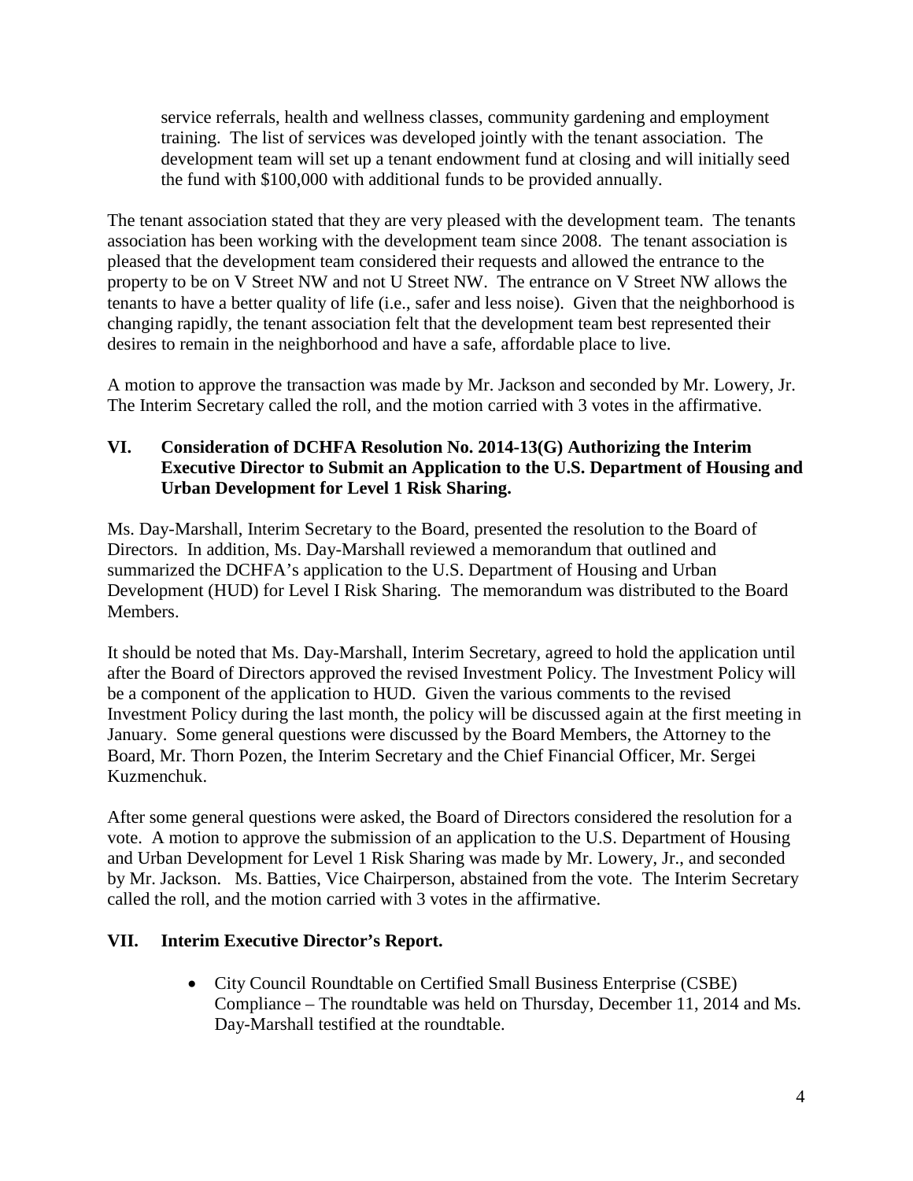service referrals, health and wellness classes, community gardening and employment training. The list of services was developed jointly with the tenant association. The development team will set up a tenant endowment fund at closing and will initially seed the fund with $100,000 with additional funds to be provided annually.

The tenant association stated that they are very pleased with the development team. The tenants association has been working with the development team since 2008. The tenant association is pleased that the development team considered their requests and allowed the entrance to the property to be on V Street NW and not U Street NW. The entrance on V Street NW allows the tenants to have a better quality of life (i.e., safer and less noise). Given that the neighborhood is changing rapidly, the tenant association felt that the development team best represented their desires to remain in the neighborhood and have a safe, affordable place to live.

A motion to approve the transaction was made by Mr. Jackson and seconded by Mr. Lowery, Jr. The Interim Secretary called the roll, and the motion carried with 3 votes in the affirmative.

## VI. Consideration of DCHFA Resolution No. 2014-13(G) Authorizing the Interim Executive Director to Submit an Application to the U.S. Department of Housing and Urban Development for Level 1 Risk Sharing.

Ms. Day-Marshall, Interim Secretary to the Board, presented the resolution to the Board of Directors. In addition, Ms. Day-Marshall reviewed a memorandum that outlined and summarized the DCHFA's application to the U.S. Department of Housing and Urban Development (HUD) for Level I Risk Sharing. The memorandum was distributed to the Board Members.

It should be noted that Ms. Day-Marshall, Interim Secretary, agreed to hold the application until after the Board of Directors approved the revised Investment Policy. The Investment Policy will be a component of the application to HUD. Given the various comments to the revised Investment Policy during the last month, the policy will be discussed again at the first meeting in January. Some general questions were discussed by the Board Members, the Attorney to the Board, Mr. Thorn Pozen, the Interim Secretary and the Chief Financial Officer, Mr. Sergei Kuzmenchuk.

After some general questions were asked, the Board of Directors considered the resolution for a vote. A motion to approve the submission of an application to the U.S. Department of Housing and Urban Development for Level 1 Risk Sharing was made by Mr. Lowery, Jr., and seconded by Mr. Jackson. Ms. Batties, Vice Chairperson, abstained from the vote. The Interim Secretary called the roll, and the motion carried with 3 votes in the affirmative.

## VII. Interim Executive Director's Report.

- City Council Roundtable on Certified Small Business Enterprise (CSBE) Compliance – The roundtable was held on Thursday, December 11, 2014 and Ms. Day-Marshall testified at the roundtable.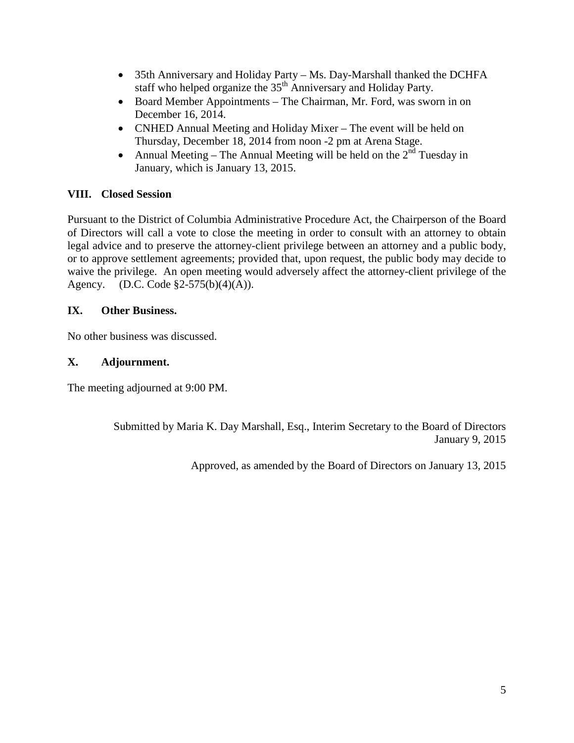- 35th Anniversary and Holiday Party – Ms. Day-Marshall thanked the DCHFA staff who helped organize the 35th Anniversary and Holiday Party.
- Board Member Appointments – The Chairman, Mr. Ford, was sworn in on December 16, 2014.
- CNHED Annual Meeting and Holiday Mixer – The event will be held on Thursday, December 18, 2014 from noon -2 pm at Arena Stage.
- Annual Meeting – The Annual Meeting will be held on the 2nd Tuesday in January, which is January 13, 2015.

## VIII. Closed Session

Pursuant to the District of Columbia Administrative Procedure Act, the Chairperson of the Board of Directors will call a vote to close the meeting in order to consult with an attorney to obtain legal advice and to preserve the attorney-client privilege between an attorney and a public body, or to approve settlement agreements; provided that, upon request, the public body may decide to waive the privilege. An open meeting would adversely affect the attorney-client privilege of the Agency. (D.C. Code §2-575(b)(4)(A)).

## IX. Other Business.

No other business was discussed.

## X. Adjournment.

The meeting adjourned at 9:00 PM.

Submitted by Maria K. Day Marshall, Esq., Interim Secretary to the Board of Directors
January 9, 2015

Approved, as amended by the Board of Directors on January 13, 2015